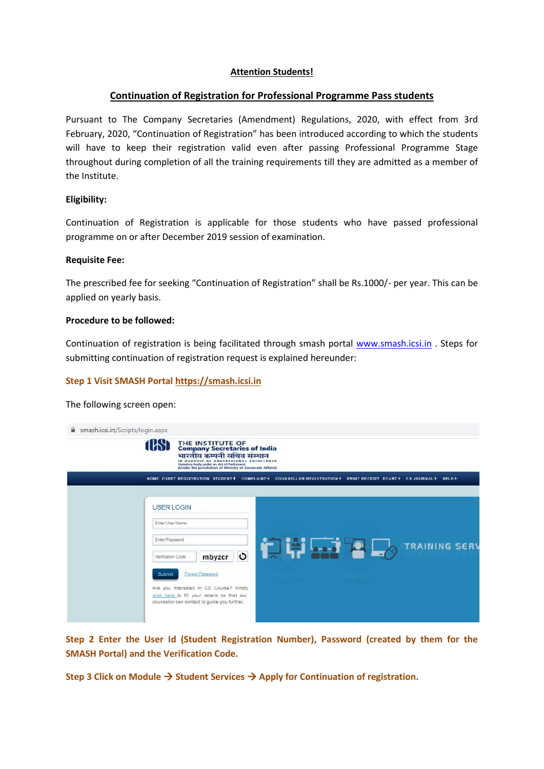**Attention Students!**

**Continuation of Registration for Professional Programme Pass students**

Pursuant to The Company Secretaries (Amendment) Regulations, 2020, with effect from 3rd February, 2020, "Continuation of Registration" has been introduced according to which the students will have to keep their registration valid even after passing Professional Programme Stage throughout during completion of all the training requirements till they are admitted as a member of the Institute.

**Eligibility:**

Continuation of Registration is applicable for those students who have passed professional programme on or after December 2019 session of examination.

**Requisite Fee:**

The prescribed fee for seeking "Continuation of Registration" shall be Rs.1000/- per year. This can be applied on yearly basis.

**Procedure to be followed:**

Continuation of registration is being facilitated through smash portal www.smash.icsi.in . Steps for submitting continuation of registration request is explained hereunder:

**Step 1 Visit SMASH Portal https://smash.icsi.in**

The following screen open:

**Step 2 Enter the User Id (Student Registration Number), Password (created by them for the SMASH Portal) and the Verification Code.**

**Step 3 Click on Module → Student Services → Apply for Continuation of registration.**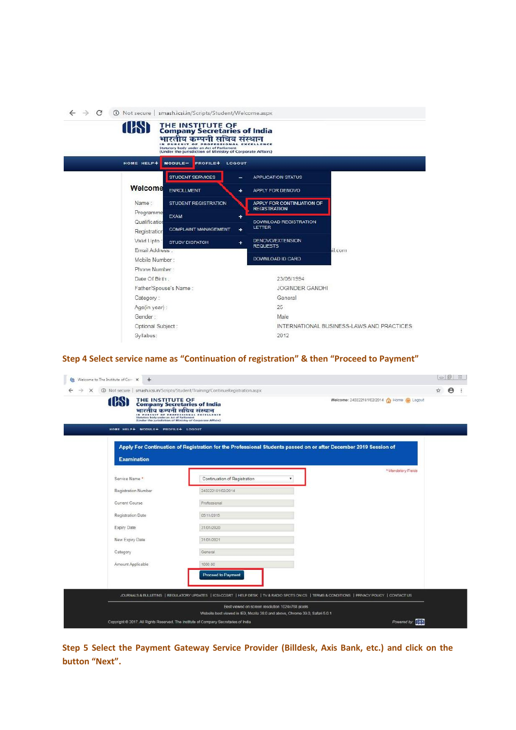**Step 4 Select service name as "Continuation of registration" & then "Proceed to Payment"**

**Step 5 Select the Payment Gateway Service Provider (Billdesk, Axis Bank, etc.) and click on the button "Next".**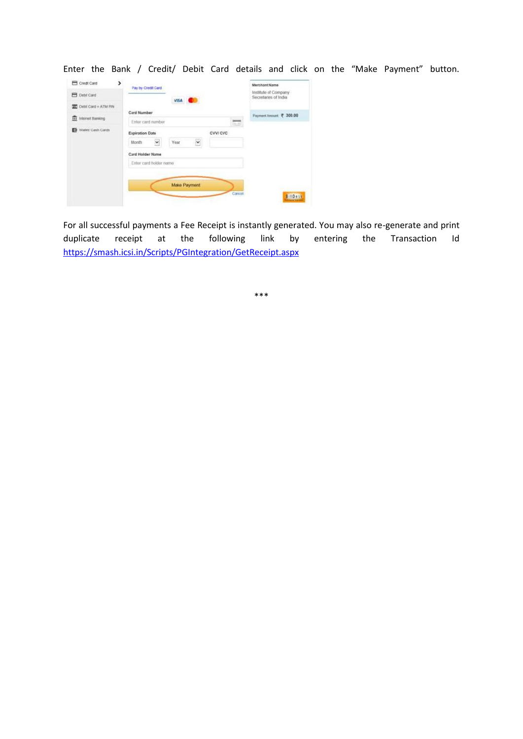Enter the Bank / Credit/ Debit Card details and click on the "Make Payment" button.

For all successful payments a Fee Receipt is instantly generated. You may also re-generate and print duplicate receipt at the following link by entering the Transaction Id https://smash.icsi.in/Scripts/PGIntegration/GetReceipt.aspx

***